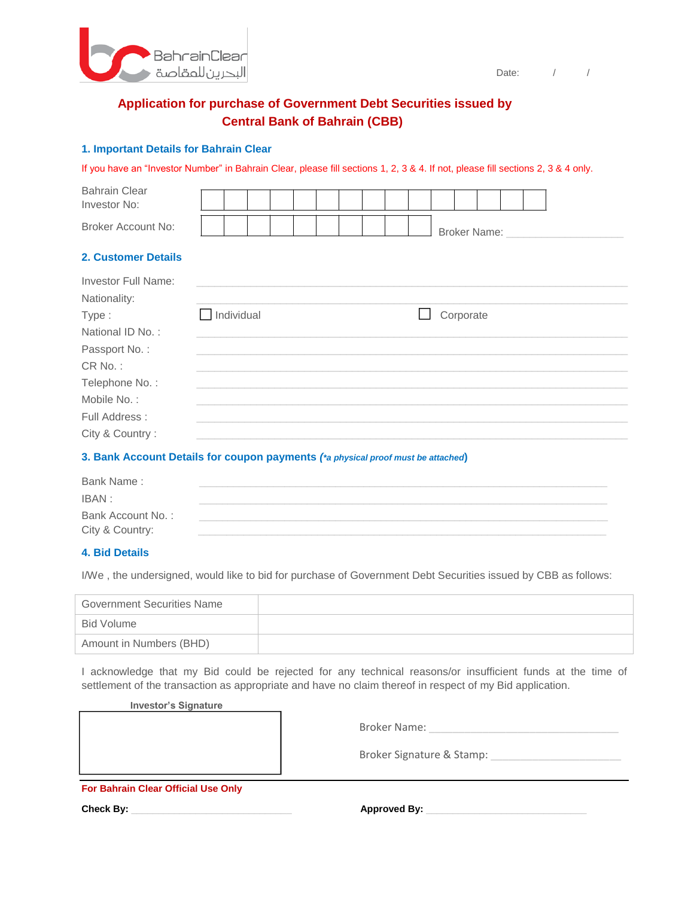BahrainClear
البحرين للمقاصة

Date: / /

## Application for purchase of Government Debt Securities issued by Central Bank of Bahrain (CBB)

### 1. Important Details for Bahrain Clear

If you have an "Investor Number" in Bahrain Clear, please fill sections 1, 2, 3 & 4. If not, please fill sections 2, 3 & 4 only.

Bahrain Clear Investor No: | | | | | | | | | | | | | | | |

Broker Account No: | | | | | | | | | | | Broker Name: ____________________

### 2. Customer Details

Investor Full Name: ____________________

Nationality: ____________________

Type : ☐ Individual ☐ Corporate

National ID No. : ____________________

Passport No. : ____________________

CR No. : ____________________

Telephone No. : ____________________

Mobile No. : ____________________

Full Address : ____________________

City & Country : ____________________

### 3. Bank Account Details for coupon payments (*a physical proof must be attached*)

Bank Name : ____________________

IBAN : ____________________

Bank Account No. : ____________________

City & Country: ____________________

### 4. Bid Details

I/We , the undersigned, would like to bid for purchase of Government Debt Securities issued by CBB as follows:

| Government Securities Name | |
|---|---|
| Bid Volume | |
| Amount in Numbers (BHD) | |

I acknowledge that my Bid could be rejected for any technical reasons/or insufficient funds at the time of settlement of the transaction as appropriate and have no claim thereof in respect of my Bid application.

**Investor's Signature**

Broker Name: ____________________

Broker Signature & Stamp: ____________________

**For Bahrain Clear Official Use Only**

**Check By:** ____________________ **Approved By:** ____________________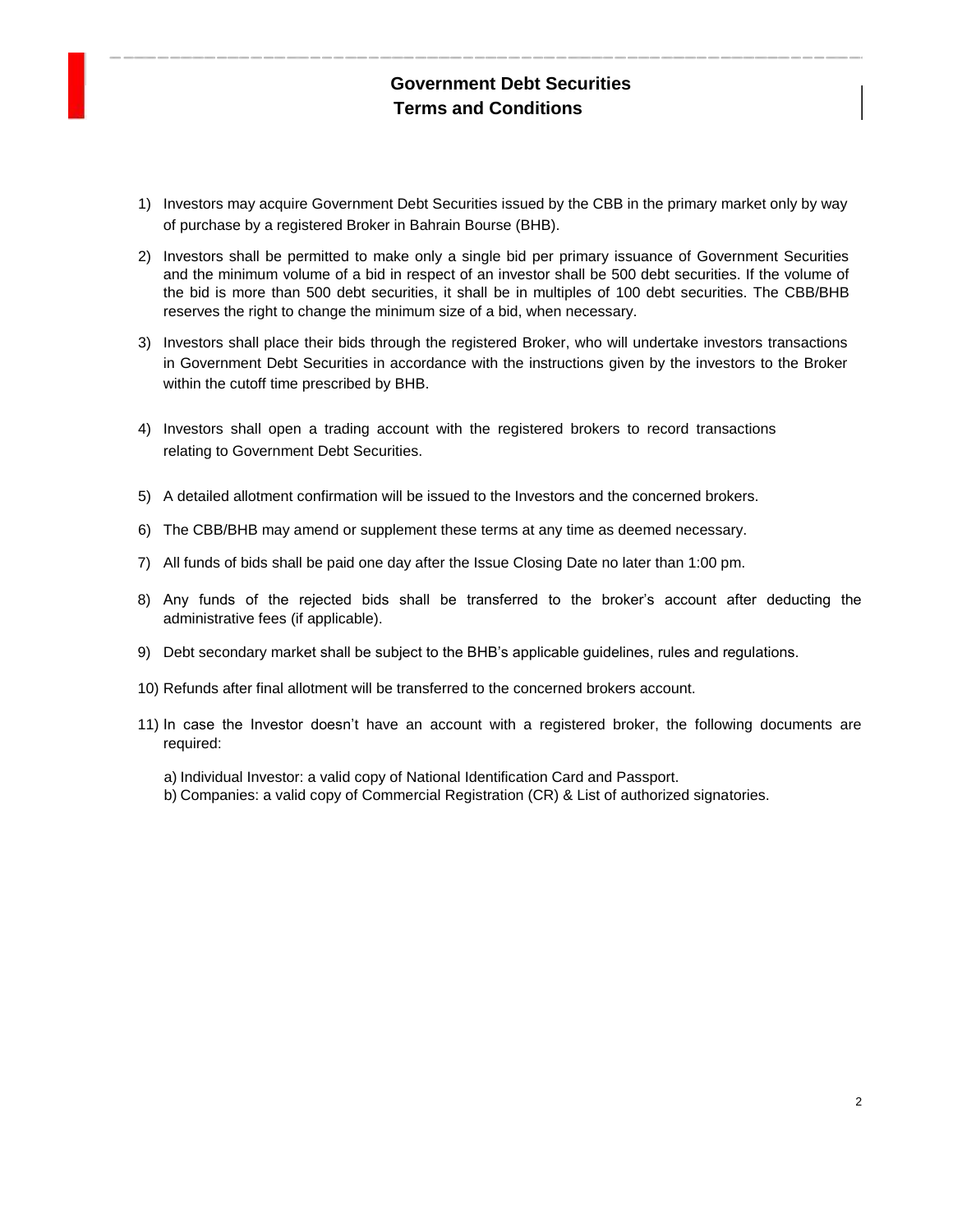# Government Debt Securities Terms and Conditions

1) Investors may acquire Government Debt Securities issued by the CBB in the primary market only by way of purchase by a registered Broker in Bahrain Bourse (BHB).

2) Investors shall be permitted to make only a single bid per primary issuance of Government Securities and the minimum volume of a bid in respect of an investor shall be 500 debt securities. If the volume of the bid is more than 500 debt securities, it shall be in multiples of 100 debt securities. The CBB/BHB reserves the right to change the minimum size of a bid, when necessary.

3) Investors shall place their bids through the registered Broker, who will undertake investors transactions in Government Debt Securities in accordance with the instructions given by the investors to the Broker within the cutoff time prescribed by BHB.

4) Investors shall open a trading account with the registered brokers to record transactions relating to Government Debt Securities.

5) A detailed allotment confirmation will be issued to the Investors and the concerned brokers.

6) The CBB/BHB may amend or supplement these terms at any time as deemed necessary.

7) All funds of bids shall be paid one day after the Issue Closing Date no later than 1:00 pm.

8) Any funds of the rejected bids shall be transferred to the broker's account after deducting the administrative fees (if applicable).

9) Debt secondary market shall be subject to the BHB's applicable guidelines, rules and regulations.

10) Refunds after final allotment will be transferred to the concerned brokers account.

11) In case the Investor doesn't have an account with a registered broker, the following documents are required:

    a) Individual Investor: a valid copy of National Identification Card and Passport.
    b) Companies: a valid copy of Commercial Registration (CR) & List of authorized signatories.